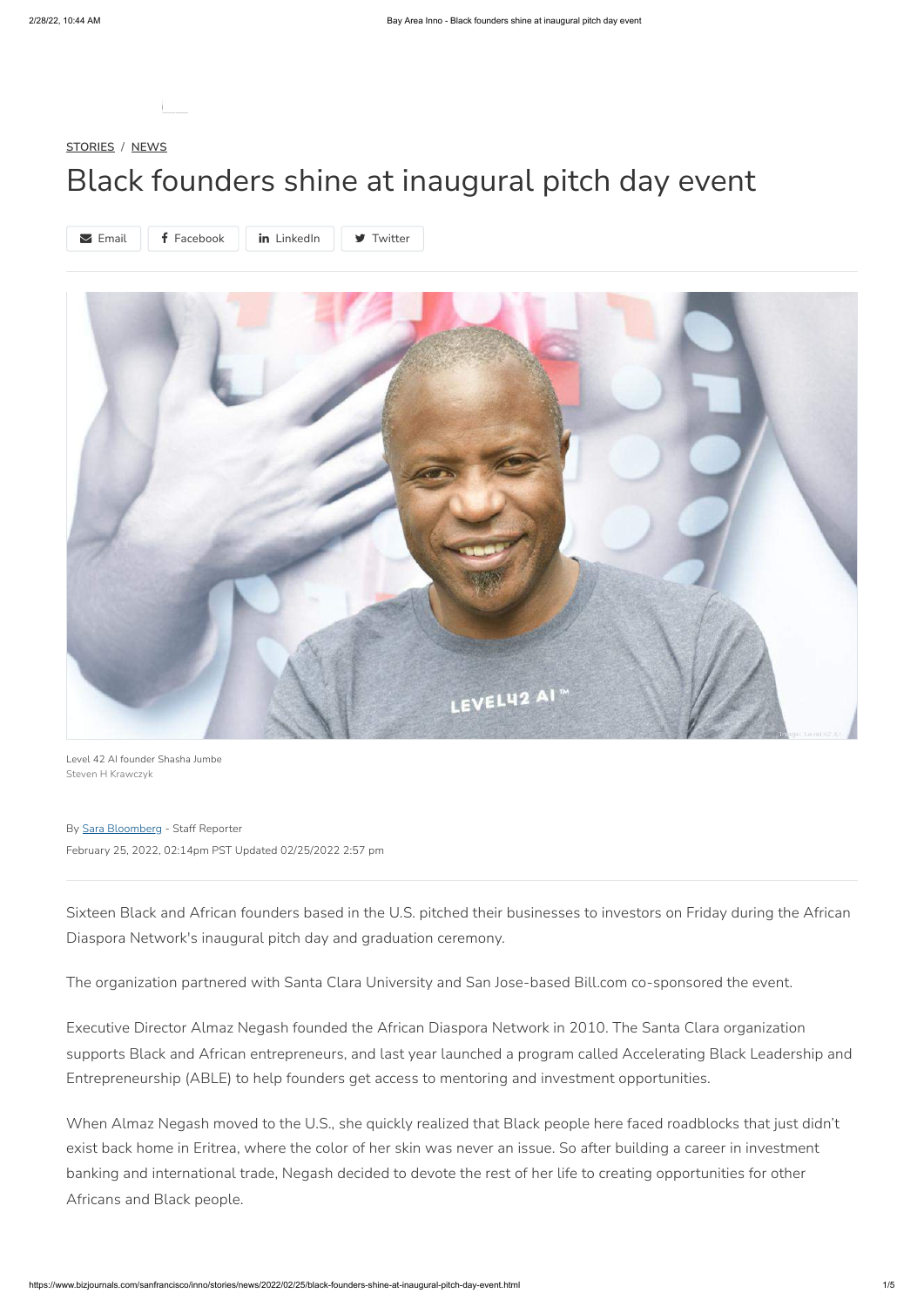STORIES / NEWS

# Black founders shine at inaugural pitch day event

Email | Facebook | LinkedIn | Twitter

Level 42 AI founder Shasha Jumbe
Steven H Krawczyk

By Sara Bloomberg - Staff Reporter
February 25, 2022, 02:14pm PST Updated 02/25/2022 2:57 pm

Sixteen Black and African founders based in the U.S. pitched their businesses to investors on Friday during the African Diaspora Network's inaugural pitch day and graduation ceremony.

The organization partnered with Santa Clara University and San Jose-based Bill.com co-sponsored the event.

Executive Director Almaz Negash founded the African Diaspora Network in 2010. The Santa Clara organization supports Black and African entrepreneurs, and last year launched a program called Accelerating Black Leadership and Entrepreneurship (ABLE) to help founders get access to mentoring and investment opportunities.

When Almaz Negash moved to the U.S., she quickly realized that Black people here faced roadblocks that just didn't exist back home in Eritrea, where the color of her skin was never an issue. So after building a career in investment banking and international trade, Negash decided to devote the rest of her life to creating opportunities for other Africans and Black people.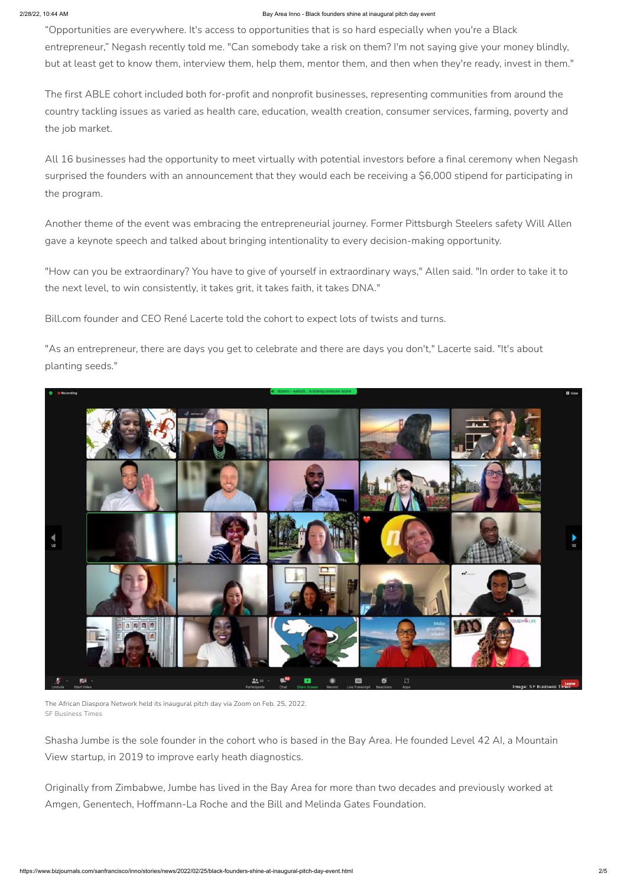“Opportunities are everywhere. It's access to opportunities that is so hard especially when you're a Black entrepreneur,” Negash recently told me. "Can somebody take a risk on them? I'm not saying give your money blindly, but at least get to know them, interview them, help them, mentor them, and then when they're ready, invest in them."

The first ABLE cohort included both for-profit and nonprofit businesses, representing communities from around the country tackling issues as varied as health care, education, wealth creation, consumer services, farming, poverty and the job market.

All 16 businesses had the opportunity to meet virtually with potential investors before a final ceremony when Negash surprised the founders with an announcement that they would each be receiving a $6,000 stipend for participating in the program.

Another theme of the event was embracing the entrepreneurial journey. Former Pittsburgh Steelers safety Will Allen gave a keynote speech and talked about bringing intentionality to every decision-making opportunity.

"How can you be extraordinary? You have to give of yourself in extraordinary ways," Allen said. "In order to take it to the next level, to win consistently, it takes grit, it takes faith, it takes DNA."

Bill.com founder and CEO René Lacerte told the cohort to expect lots of twists and turns.

"As an entrepreneur, there are days you get to celebrate and there are days you don't," Lacerte said. "It's about planting seeds."

The African Diaspora Network held its inaugural pitch day via Zoom on Feb. 25, 2022.
SF Business Times

Shasha Jumbe is the sole founder in the cohort who is based in the Bay Area. He founded Level 42 AI, a Mountain View startup, in 2019 to improve early heath diagnostics.

Originally from Zimbabwe, Jumbe has lived in the Bay Area for more than two decades and previously worked at Amgen, Genentech, Hoffmann-La Roche and the Bill and Melinda Gates Foundation.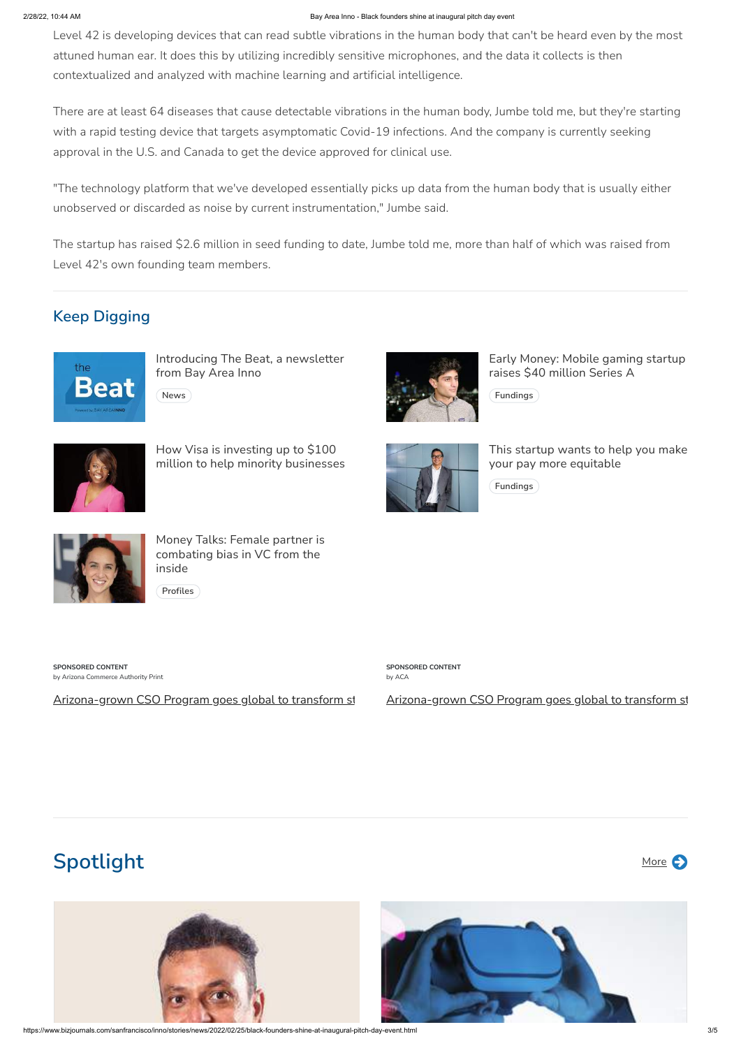Level 42 is developing devices that can read subtle vibrations in the human body that can't be heard even by the most attuned human ear. It does this by utilizing incredibly sensitive microphones, and the data it collects is then contextualized and analyzed with machine learning and artificial intelligence.

There are at least 64 diseases that cause detectable vibrations in the human body, Jumbe told me, but they're starting with a rapid testing device that targets asymptomatic Covid-19 infections. And the company is currently seeking approval in the U.S. and Canada to get the device approved for clinical use.

"The technology platform that we've developed essentially picks up data from the human body that is usually either unobserved or discarded as noise by current instrumentation," Jumbe said.

The startup has raised $2.6 million in seed funding to date, Jumbe told me, more than half of which was raised from Level 42's own founding team members.

## Keep Digging

Introducing The Beat, a newsletter from Bay Area Inno

News

Early Money: Mobile gaming startup raises $40 million Series A

Fundings

How Visa is investing up to $100 million to help minority businesses

This startup wants to help you make your pay more equitable

Fundings

Money Talks: Female partner is combating bias in VC from the inside

Profiles

**SPONSORED CONTENT**
by Arizona Commerce Authority Print

Arizona-grown CSO Program goes global to transform st

**SPONSORED CONTENT**
by ACA

Arizona-grown CSO Program goes global to transform st

## Spotlight

More